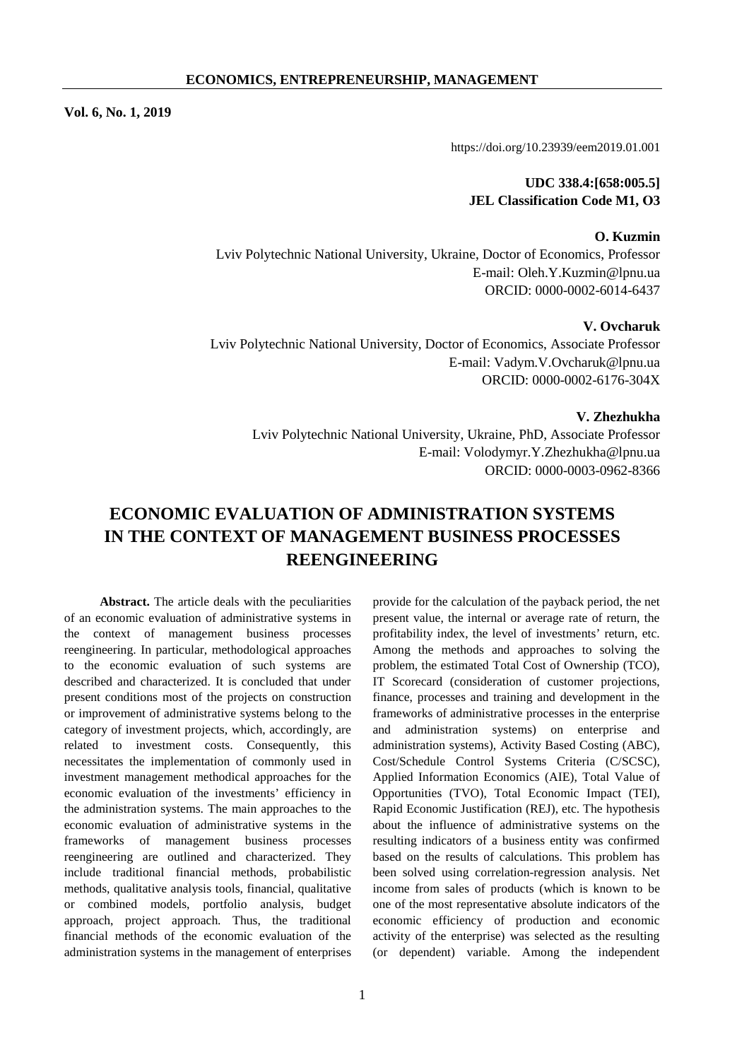**Vol. 6, No. 1, 2019**

https://doi.org/10.23939/eem2019.01.001

**UDC 338.4:[658:005.5]**
**JEL Classification Code M1, O3**

**O. Kuzmin**
Lviv Polytechnic National University, Ukraine, Doctor of Economics, Professor
E-mail: Oleh.Y.Kuzmin@lpnu.ua
ORCID: 0000-0002-6014-6437

**V. Ovcharuk**
Lviv Polytechnic National University, Doctor of Economics, Associate Professor
E-mail: Vadym.V.Ovcharuk@lpnu.ua
ORCID: 0000-0002-6176-304X

**V. Zhezhukha**
Lviv Polytechnic National University, Ukraine, PhD, Associate Professor
E-mail: Volodymyr.Y.Zhezhukha@lpnu.ua
ORCID: 0000-0003-0962-8366

# ECONOMIC EVALUATION OF ADMINISTRATION SYSTEMS IN THE CONTEXT OF MANAGEMENT BUSINESS PROCESSES REENGINEERING

**Abstract.** The article deals with the peculiarities of an economic evaluation of administrative systems in the context of management business processes reengineering. In particular, methodological approaches to the economic evaluation of such systems are described and characterized. It is concluded that under present conditions most of the projects on construction or improvement of administrative systems belong to the category of investment projects, which, accordingly, are related to investment costs. Consequently, this necessitates the implementation of commonly used in investment management methodical approaches for the economic evaluation of the investments' efficiency in the administration systems. The main approaches to the economic evaluation of administrative systems in the frameworks of management business processes reengineering are outlined and characterized. They include traditional financial methods, probabilistic methods, qualitative analysis tools, financial, qualitative or combined models, portfolio analysis, budget approach, project approach. Thus, the traditional financial methods of the economic evaluation of the administration systems in the management of enterprises provide for the calculation of the payback period, the net present value, the internal or average rate of return, the profitability index, the level of investments' return, etc. Among the methods and approaches to solving the problem, the estimated Total Cost of Ownership (TCO), IT Scorecard (consideration of customer projections, finance, processes and training and development in the frameworks of administrative processes in the enterprise and administration systems) on enterprise and administration systems), Activity Based Costing (ABC), Cost/Schedule Control Systems Criteria (C/SCSC), Applied Information Economics (AIE), Total Value of Opportunities (TVO), Total Economic Impact (TEI), Rapid Economic Justification (REJ), etc. The hypothesis about the influence of administrative systems on the resulting indicators of a business entity was confirmed based on the results of calculations. This problem has been solved using correlation-regression analysis. Net income from sales of products (which is known to be one of the most representative absolute indicators of the economic efficiency of production and economic activity of the enterprise) was selected as the resulting (or dependent) variable. Among the independent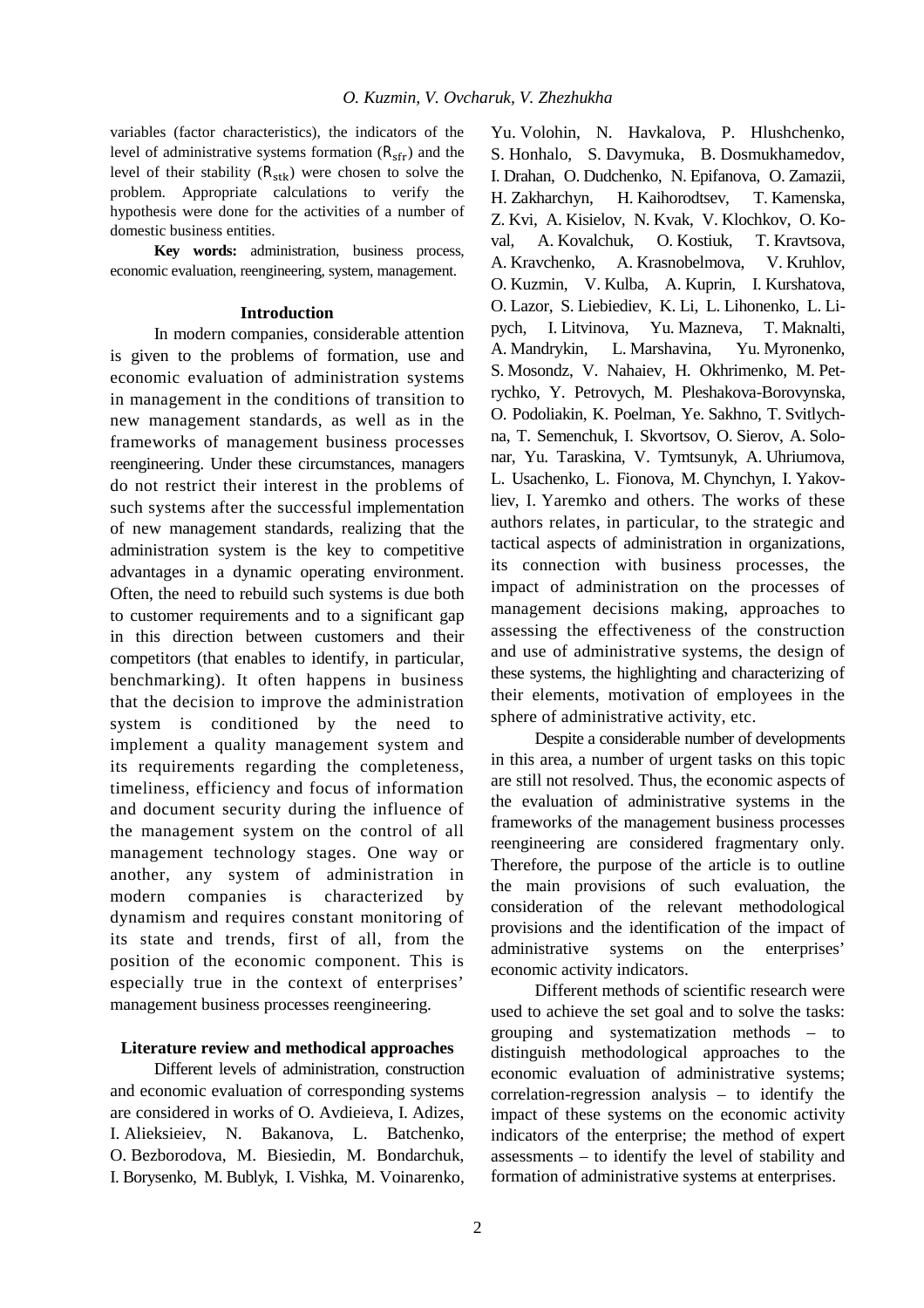variables (factor characteristics), the indicators of the level of administrative systems formation ($R_{sfr}$) and the level of their stability ($R_{stk}$) were chosen to solve the problem. Appropriate calculations to verify the hypothesis were done for the activities of a number of domestic business entities.

**Key words:** administration, business process, economic evaluation, reengineering, system, management.

## Introduction

In modern companies, considerable attention is given to the problems of formation, use and economic evaluation of administration systems in management in the conditions of transition to new management standards, as well as in the frameworks of management business processes reengineering. Under these circumstances, managers do not restrict their interest in the problems of such systems after the successful implementation of new management standards, realizing that the administration system is the key to competitive advantages in a dynamic operating environment. Often, the need to rebuild such systems is due both to customer requirements and to a significant gap in this direction between customers and their competitors (that enables to identify, in particular, benchmarking). It often happens in business that the decision to improve the administration system is conditioned by the need to implement a quality management system and its requirements regarding the completeness, timeliness, efficiency and focus of information and document security during the influence of the management system on the control of all management technology stages. One way or another, any system of administration in modern companies is characterized by dynamism and requires constant monitoring of its state and trends, first of all, from the position of the economic component. This is especially true in the context of enterprises' management business processes reengineering.

## Literature review and methodical approaches

Different levels of administration, construction and economic evaluation of corresponding systems are considered in works of O. Avdieieva, I. Adizes, I. Alieksieiev, N. Bakanova, L. Batchenko, O. Bezborodova, M. Biesiedin, M. Bondarchuk, I. Borysenko, M. Bublyk, I. Vishka, M. Voinarenko, Yu. Volohin, N. Havkalova, P. Hlushchenko, S. Honhalo, S. Davymuka, B. Dosmukhamedov, I. Drahan, O. Dudchenko, N. Epifanova, O. Zamazii, H. Zakharchyn, H. Kaihorodtsev, T. Kamenska, Z. Kvi, A. Kisielov, N. Kvak, V. Klochkov, O. Koval, A. Kovalchuk, O. Kostiuk, T. Kravtsova, A. Kravchenko, A. Krasnobelmova, V. Kruhlov, O. Kuzmin, V. Kulba, A. Kuprin, I. Kurshatova, O. Lazor, S. Liebiediev, K. Li, L. Lihonenko, L. Lipych, I. Litvinova, Yu. Mazneva, T. Maknalti, A. Mandrykin, L. Marshavina, Yu. Myronenko, S. Mosondz, V. Nahaiev, H. Okhrimenko, M. Petrychko, Y. Petrovych, M. Pleshakova-Borovynska, O. Podoliakin, K. Poelman, Ye. Sakhno, T. Svitlychna, T. Semenchuk, I. Skvortsov, O. Sierov, A. Solonar, Yu. Taraskina, V. Tymtsunyk, A. Uhriumova, L. Usachenko, L. Fionova, M. Chynchyn, I. Yakovliev, I. Yaremko and others. The works of these authors relates, in particular, to the strategic and tactical aspects of administration in organizations, its connection with business processes, the impact of administration on the processes of management decisions making, approaches to assessing the effectiveness of the construction and use of administrative systems, the design of these systems, the highlighting and characterizing of their elements, motivation of employees in the sphere of administrative activity, etc.

Despite a considerable number of developments in this area, a number of urgent tasks on this topic are still not resolved. Thus, the economic aspects of the evaluation of administrative systems in the frameworks of the management business processes reengineering are considered fragmentary only. Therefore, the purpose of the article is to outline the main provisions of such evaluation, the consideration of the relevant methodological provisions and the identification of the impact of administrative systems on the enterprises' economic activity indicators.

Different methods of scientific research were used to achieve the set goal and to solve the tasks: grouping and systematization methods – to distinguish methodological approaches to the economic evaluation of administrative systems; correlation-regression analysis – to identify the impact of these systems on the economic activity indicators of the enterprise; the method of expert assessments – to identify the level of stability and formation of administrative systems at enterprises.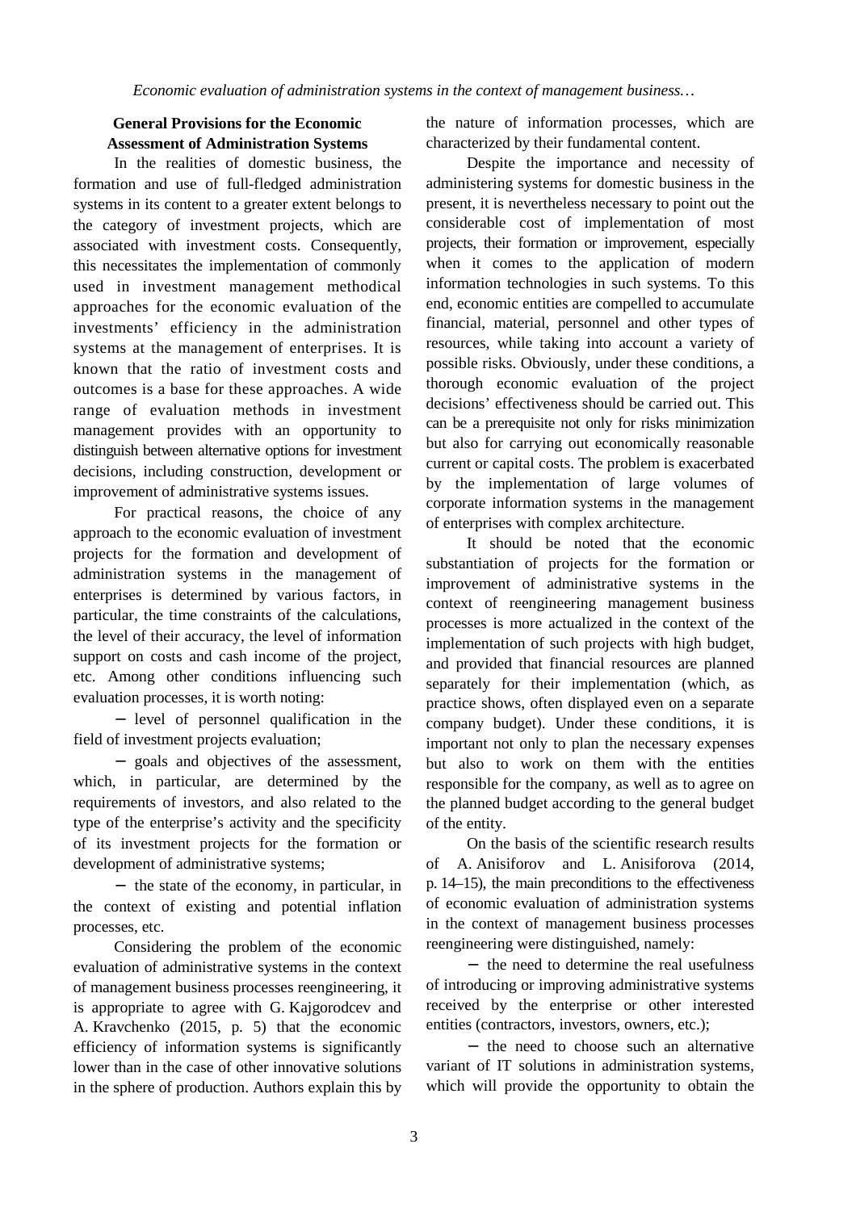## General Provisions for the Economic Assessment of Administration Systems

In the realities of domestic business, the formation and use of full-fledged administration systems in its content to a greater extent belongs to the category of investment projects, which are associated with investment costs. Consequently, this necessitates the implementation of commonly used in investment management methodical approaches for the economic evaluation of the investments' efficiency in the administration systems at the management of enterprises. It is known that the ratio of investment costs and outcomes is a base for these approaches. A wide range of evaluation methods in investment management provides with an opportunity to distinguish between alternative options for investment decisions, including construction, development or improvement of administrative systems issues.

For practical reasons, the choice of any approach to the economic evaluation of investment projects for the formation and development of administration systems in the management of enterprises is determined by various factors, in particular, the time constraints of the calculations, the level of their accuracy, the level of information support on costs and cash income of the project, etc. Among other conditions influencing such evaluation processes, it is worth noting:

- level of personnel qualification in the field of investment projects evaluation;
- goals and objectives of the assessment, which, in particular, are determined by the requirements of investors, and also related to the type of the enterprise's activity and the specificity of its investment projects for the formation or development of administrative systems;
- the state of the economy, in particular, in the context of existing and potential inflation processes, etc.

Considering the problem of the economic evaluation of administrative systems in the context of management business processes reengineering, it is appropriate to agree with G. Kajgorodcev and A. Kravchenko (2015, p. 5) that the economic efficiency of information systems is significantly lower than in the case of other innovative solutions in the sphere of production. Authors explain this by the nature of information processes, which are characterized by their fundamental content.

Despite the importance and necessity of administering systems for domestic business in the present, it is nevertheless necessary to point out the considerable cost of implementation of most projects, their formation or improvement, especially when it comes to the application of modern information technologies in such systems. To this end, economic entities are compelled to accumulate financial, material, personnel and other types of resources, while taking into account a variety of possible risks. Obviously, under these conditions, a thorough economic evaluation of the project decisions' effectiveness should be carried out. This can be a prerequisite not only for risks minimization but also for carrying out economically reasonable current or capital costs. The problem is exacerbated by the implementation of large volumes of corporate information systems in the management of enterprises with complex architecture.

It should be noted that the economic substantiation of projects for the formation or improvement of administrative systems in the context of reengineering management business processes is more actualized in the context of the implementation of such projects with high budget, and provided that financial resources are planned separately for their implementation (which, as practice shows, often displayed even on a separate company budget). Under these conditions, it is important not only to plan the necessary expenses but also to work on them with the entities responsible for the company, as well as to agree on the planned budget according to the general budget of the entity.

On the basis of the scientific research results of A. Anisiforov and L. Anisiforova (2014, p. 14–15), the main preconditions to the effectiveness of economic evaluation of administration systems in the context of management business processes reengineering were distinguished, namely:

- the need to determine the real usefulness of introducing or improving administrative systems received by the enterprise or other interested entities (contractors, investors, owners, etc.);
- the need to choose such an alternative variant of IT solutions in administration systems, which will provide the opportunity to obtain the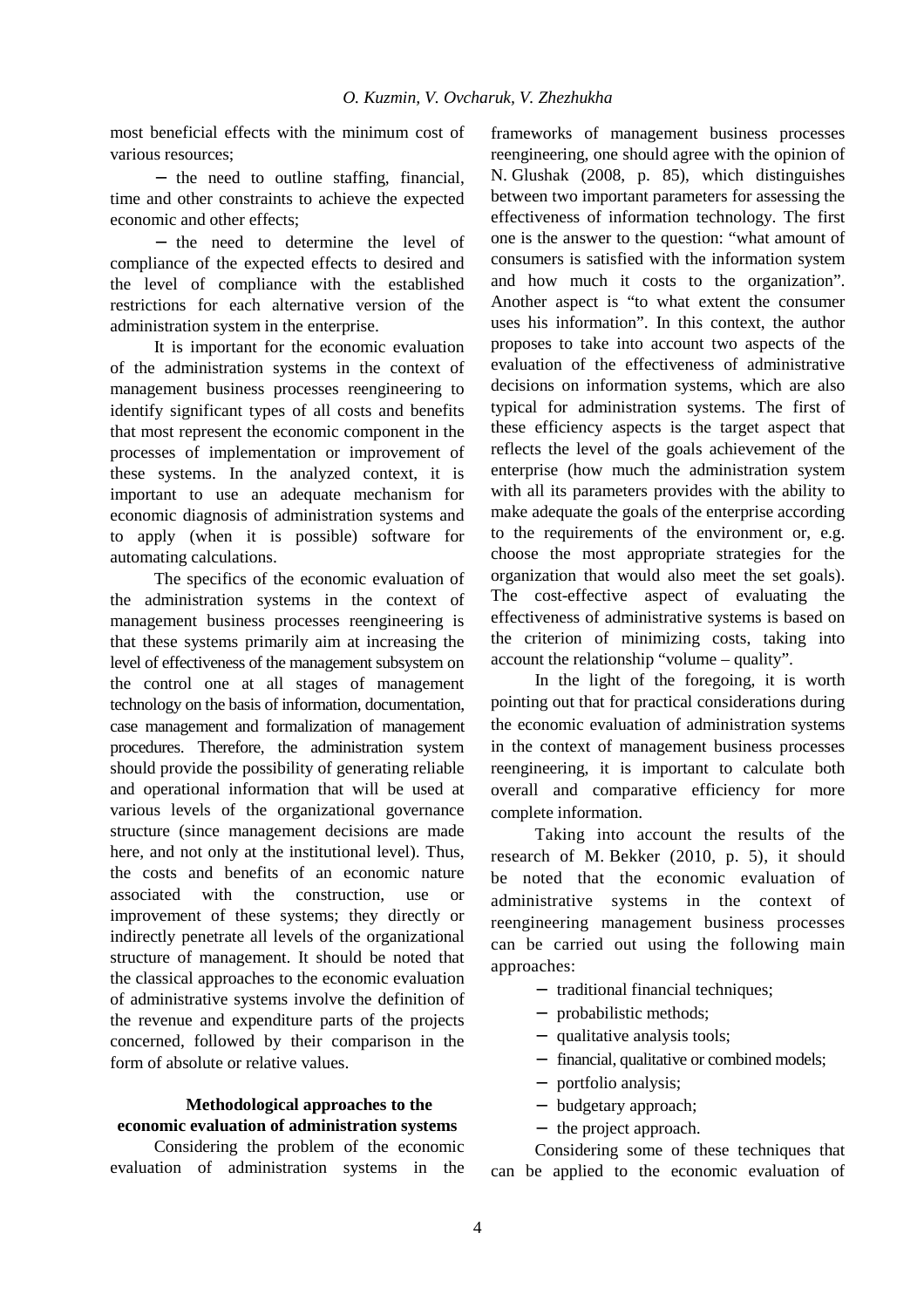most beneficial effects with the minimum cost of various resources;

− the need to outline staffing, financial, time and other constraints to achieve the expected economic and other effects;

− the need to determine the level of compliance of the expected effects to desired and the level of compliance with the established restrictions for each alternative version of the administration system in the enterprise.

It is important for the economic evaluation of the administration systems in the context of management business processes reengineering to identify significant types of all costs and benefits that most represent the economic component in the processes of implementation or improvement of these systems. In the analyzed context, it is important to use an adequate mechanism for economic diagnosis of administration systems and to apply (when it is possible) software for automating calculations.

The specifics of the economic evaluation of the administration systems in the context of management business processes reengineering is that these systems primarily aim at increasing the level of effectiveness of the management subsystem on the control one at all stages of management technology on the basis of information, documentation, case management and formalization of management procedures. Therefore, the administration system should provide the possibility of generating reliable and operational information that will be used at various levels of the organizational governance structure (since management decisions are made here, and not only at the institutional level). Thus, the costs and benefits of an economic nature associated with the construction, use or improvement of these systems; they directly or indirectly penetrate all levels of the organizational structure of management. It should be noted that the classical approaches to the economic evaluation of administrative systems involve the definition of the revenue and expenditure parts of the projects concerned, followed by their comparison in the form of absolute or relative values.

### Methodological approaches to the economic evaluation of administration systems

Considering the problem of the economic evaluation of administration systems in the frameworks of management business processes reengineering, one should agree with the opinion of N. Glushak (2008, p. 85), which distinguishes between two important parameters for assessing the effectiveness of information technology. The first one is the answer to the question: "what amount of consumers is satisfied with the information system and how much it costs to the organization". Another aspect is "to what extent the consumer uses his information". In this context, the author proposes to take into account two aspects of the evaluation of the effectiveness of administrative decisions on information systems, which are also typical for administration systems. The first of these efficiency aspects is the target aspect that reflects the level of the goals achievement of the enterprise (how much the administration system with all its parameters provides with the ability to make adequate the goals of the enterprise according to the requirements of the environment or, e.g. choose the most appropriate strategies for the organization that would also meet the set goals). The cost-effective aspect of evaluating the effectiveness of administrative systems is based on the criterion of minimizing costs, taking into account the relationship "volume – quality".

In the light of the foregoing, it is worth pointing out that for practical considerations during the economic evaluation of administration systems in the context of management business processes reengineering, it is important to calculate both overall and comparative efficiency for more complete information.

Taking into account the results of the research of M. Bekker (2010, p. 5), it should be noted that the economic evaluation of administrative systems in the context of reengineering management business processes can be carried out using the following main approaches:

− traditional financial techniques;
− probabilistic methods;
− qualitative analysis tools;
− financial, qualitative or combined models;
− portfolio analysis;
− budgetary approach;
− the project approach.

Considering some of these techniques that can be applied to the economic evaluation of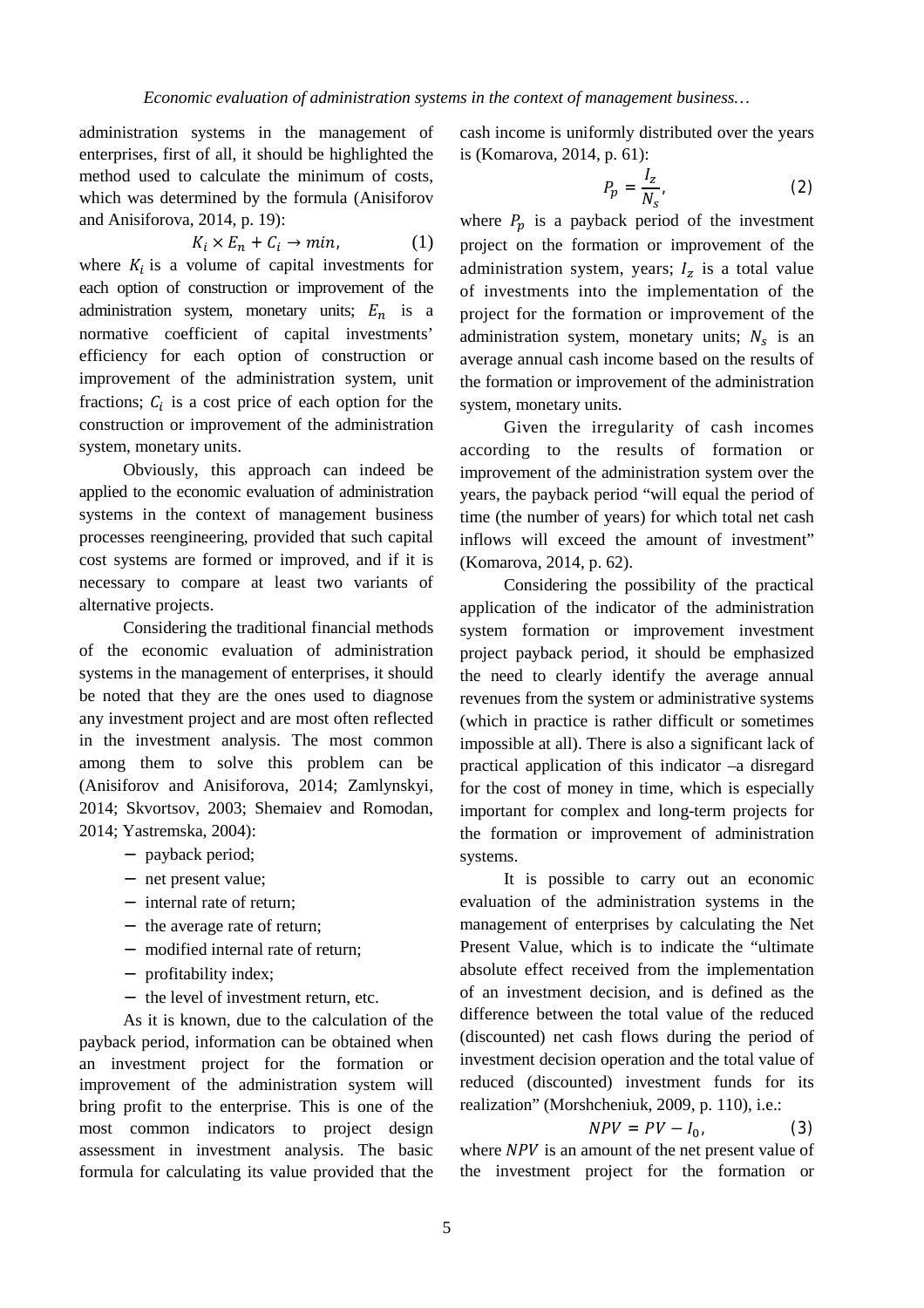administration systems in the management of enterprises, first of all, it should be highlighted the method used to calculate the minimum of costs, which was determined by the formula (Anisiforov and Anisiforova, 2014, p. 19):

$$K_i \times E_n + C_i \rightarrow min, \quad (1)$$

where $K_i$ is a volume of capital investments for each option of construction or improvement of the administration system, monetary units; $E_n$ is a normative coefficient of capital investments' efficiency for each option of construction or improvement of the administration system, unit fractions; $C_i$ is a cost price of each option for the construction or improvement of the administration system, monetary units.

Obviously, this approach can indeed be applied to the economic evaluation of administration systems in the context of management business processes reengineering, provided that such capital cost systems are formed or improved, and if it is necessary to compare at least two variants of alternative projects.

Considering the traditional financial methods of the economic evaluation of administration systems in the management of enterprises, it should be noted that they are the ones used to diagnose any investment project and are most often reflected in the investment analysis. The most common among them to solve this problem can be (Anisiforov and Anisiforova, 2014; Zamlynskyi, 2014; Skvortsov, 2003; Shemaiev and Romodan, 2014; Yastremska, 2004):

- payback period;
- net present value;
- internal rate of return;
- the average rate of return;
- modified internal rate of return;
- profitability index;
- the level of investment return, etc.

As it is known, due to the calculation of the payback period, information can be obtained when an investment project for the formation or improvement of the administration system will bring profit to the enterprise. This is one of the most common indicators to project design assessment in investment analysis. The basic formula for calculating its value provided that the cash income is uniformly distributed over the years is (Komarova, 2014, p. 61):

$$P_p = \frac{I_z}{N_s}, \quad (2)$$

where $P_p$ is a payback period of the investment project on the formation or improvement of the administration system, years; $I_z$ is a total value of investments into the implementation of the project for the formation or improvement of the administration system, monetary units; $N_s$ is an average annual cash income based on the results of the formation or improvement of the administration system, monetary units.

Given the irregularity of cash incomes according to the results of formation or improvement of the administration system over the years, the payback period "will equal the period of time (the number of years) for which total net cash inflows will exceed the amount of investment" (Komarova, 2014, p. 62).

Considering the possibility of the practical application of the indicator of the administration system formation or improvement investment project payback period, it should be emphasized the need to clearly identify the average annual revenues from the system or administrative systems (which in practice is rather difficult or sometimes impossible at all). There is also a significant lack of practical application of this indicator –a disregard for the cost of money in time, which is especially important for complex and long-term projects for the formation or improvement of administration systems.

It is possible to carry out an economic evaluation of the administration systems in the management of enterprises by calculating the Net Present Value, which is to indicate the "ultimate absolute effect received from the implementation of an investment decision, and is defined as the difference between the total value of the reduced (discounted) net cash flows during the period of investment decision operation and the total value of reduced (discounted) investment funds for its realization" (Morshcheniuk, 2009, p. 110), i.e.:

$$NPV = PV - I_0, \quad (3)$$

where $NPV$ is an amount of the net present value of the investment project for the formation or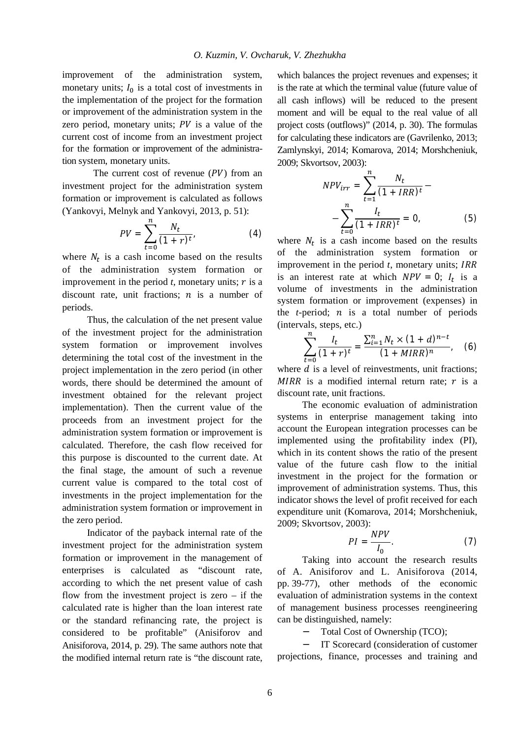improvement of the administration system, monetary units; $I_0$ is a total cost of investments in the implementation of the project for the formation or improvement of the administration system in the zero period, monetary units; $PV$ is a value of the current cost of income from an investment project for the formation or improvement of the administration system, monetary units.

The current cost of revenue ($PV$) from an investment project for the administration system formation or improvement is calculated as follows (Yankovyi, Melnyk and Yankovyi, 2013, p. 51):

$$PV = \sum_{t=0}^{n} \frac{N_t}{(1+r)^t}, \tag{4}$$

where $N_t$ is a cash income based on the results of the administration system formation or improvement in the period *t*, monetary units; $r$ is a discount rate, unit fractions; $n$ is a number of periods.

Thus, the calculation of the net present value of the investment project for the administration system formation or improvement involves determining the total cost of the investment in the project implementation in the zero period (in other words, there should be determined the amount of investment obtained for the relevant project implementation). Then the current value of the proceeds from an investment project for the administration system formation or improvement is calculated. Therefore, the cash flow received for this purpose is discounted to the current date. At the final stage, the amount of such a revenue current value is compared to the total cost of investments in the project implementation for the administration system formation or improvement in the zero period.

Indicator of the payback internal rate of the investment project for the administration system formation or improvement in the management of enterprises is calculated as "discount rate, according to which the net present value of cash flow from the investment project is zero – if the calculated rate is higher than the loan interest rate or the standard refinancing rate, the project is considered to be profitable" (Anisiforov and Anisiforova, 2014, p. 29). The same authors note that the modified internal return rate is "the discount rate, which balances the project revenues and expenses; it is the rate at which the terminal value (future value of all cash inflows) will be reduced to the present moment and will be equal to the real value of all project costs (outflows)" (2014, p. 30). The formulas for calculating these indicators are (Gavrilenko, 2013; Zamlynskyi, 2014; Komarova, 2014; Morshcheniuk, 2009; Skvortsov, 2003):

$$NPV_{irr} = \sum_{t=1}^{n} \frac{N_t}{(1+IRR)^t} - \sum_{t=0}^{n} \frac{I_t}{(1+IRR)^t} = 0, \tag{5}$$

where $N_t$ is a cash income based on the results of the administration system formation or improvement in the period *t*, monetary units; $IRR$ is an interest rate at which $NPV = 0$; $I_t$ is a volume of investments in the administration system formation or improvement (expenses) in the *t*-period; $n$ is a total number of periods (intervals, steps, etc.)

$$\sum_{t=0}^{n} \frac{I_t}{(1+r)^t} = \frac{\sum_{i=1}^{n} N_t \times (1+d)^{n-t}}{(1+MIRR)^n}, \tag{6}$$

where $d$ is a level of reinvestments, unit fractions; $MIRR$ is a modified internal return rate; $r$ is a discount rate, unit fractions.

The economic evaluation of administration systems in enterprise management taking into account the European integration processes can be implemented using the profitability index (PI), which in its content shows the ratio of the present value of the future cash flow to the initial investment in the project for the formation or improvement of administration systems. Thus, this indicator shows the level of profit received for each expenditure unit (Komarova, 2014; Morshcheniuk, 2009; Skvortsov, 2003):

$$PI = \frac{NPV}{I_0}. \tag{7}$$

Taking into account the research results of A. Anisiforov and L. Anisiforova (2014, pp. 39-77), other methods of the economic evaluation of administration systems in the context of management business processes reengineering can be distinguished, namely:

- Total Cost of Ownership (TCO);
- IT Scorecard (consideration of customer projections, finance, processes and training and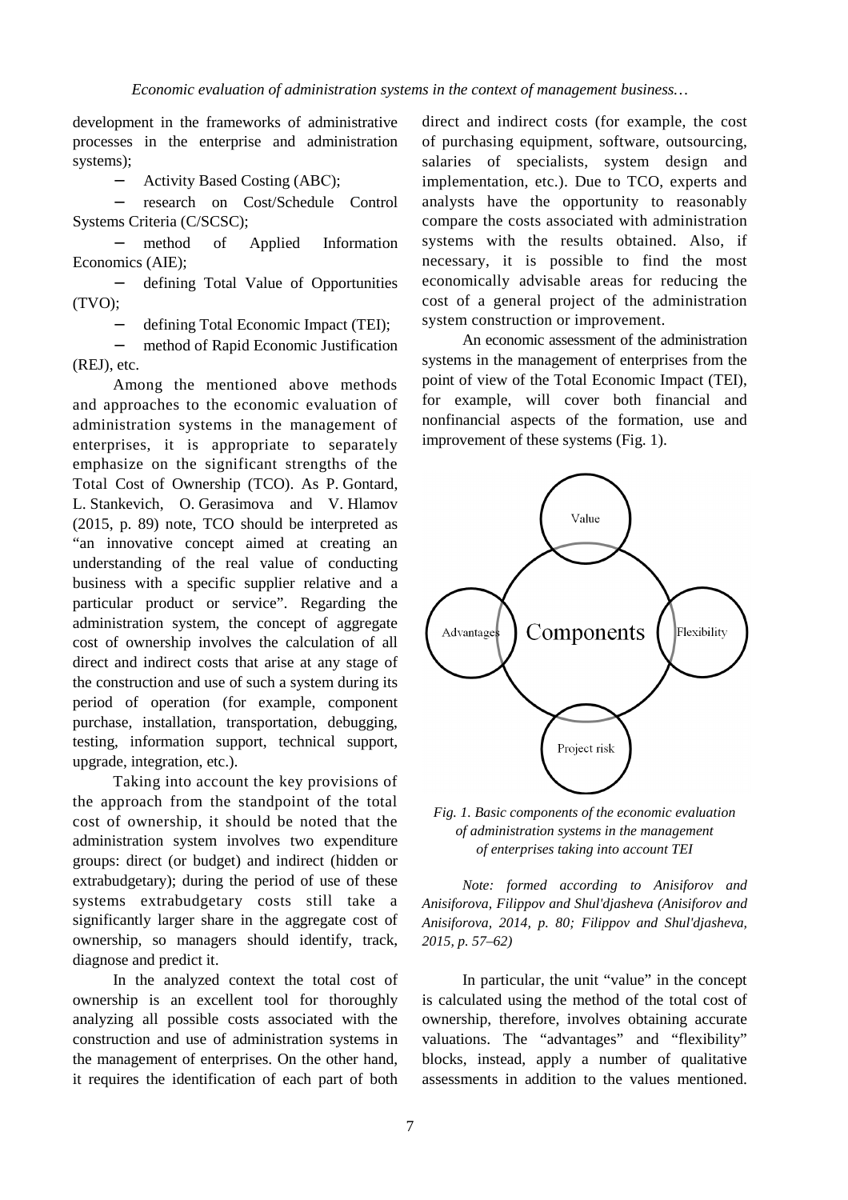development in the frameworks of administrative processes in the enterprise and administration systems);

- Activity Based Costing (ABC);
- research on Cost/Schedule Control Systems Criteria (C/SCSC);
- method of Applied Information Economics (AIE);
- defining Total Value of Opportunities (TVO);
- defining Total Economic Impact (TEI);
- method of Rapid Economic Justification (REJ), etc.

Among the mentioned above methods and approaches to the economic evaluation of administration systems in the management of enterprises, it is appropriate to separately emphasize on the significant strengths of the Total Cost of Ownership (TCO). As P. Gontard, L. Stankevich, O. Gerasimova and V. Hlamov (2015, p. 89) note, TCO should be interpreted as "an innovative concept aimed at creating an understanding of the real value of conducting business with a specific supplier relative and a particular product or service". Regarding the administration system, the concept of aggregate cost of ownership involves the calculation of all direct and indirect costs that arise at any stage of the construction and use of such a system during its period of operation (for example, component purchase, installation, transportation, debugging, testing, information support, technical support, upgrade, integration, etc.).

Taking into account the key provisions of the approach from the standpoint of the total cost of ownership, it should be noted that the administration system involves two expenditure groups: direct (or budget) and indirect (hidden or extrabudgetary); during the period of use of these systems extrabudgetary costs still take a significantly larger share in the aggregate cost of ownership, so managers should identify, track, diagnose and predict it.

In the analyzed context the total cost of ownership is an excellent tool for thoroughly analyzing all possible costs associated with the construction and use of administration systems in the management of enterprises. On the other hand, it requires the identification of each part of both direct and indirect costs (for example, the cost of purchasing equipment, software, outsourcing, salaries of specialists, system design and implementation, etc.). Due to TCO, experts and analysts have the opportunity to reasonably compare the costs associated with administration systems with the results obtained. Also, if necessary, it is possible to find the most economically advisable areas for reducing the cost of a general project of the administration system construction or improvement.

An economic assessment of the administration systems in the management of enterprises from the point of view of the Total Economic Impact (TEI), for example, will cover both financial and nonfinancial aspects of the formation, use and improvement of these systems (Fig. 1).

Value

Advantages — Components — Flexibility

Project risk

*Fig. 1. Basic components of the economic evaluation of administration systems in the management of enterprises taking into account TEI*

*Note: formed according to Anisiforov and Anisiforova, Filippov and Shul'djasheva (Anisiforov and Anisiforova, 2014, p. 80; Filippov and Shul'djasheva, 2015, p. 57–62)*

In particular, the unit "value" in the concept is calculated using the method of the total cost of ownership, therefore, involves obtaining accurate valuations. The "advantages" and "flexibility" blocks, instead, apply a number of qualitative assessments in addition to the values mentioned.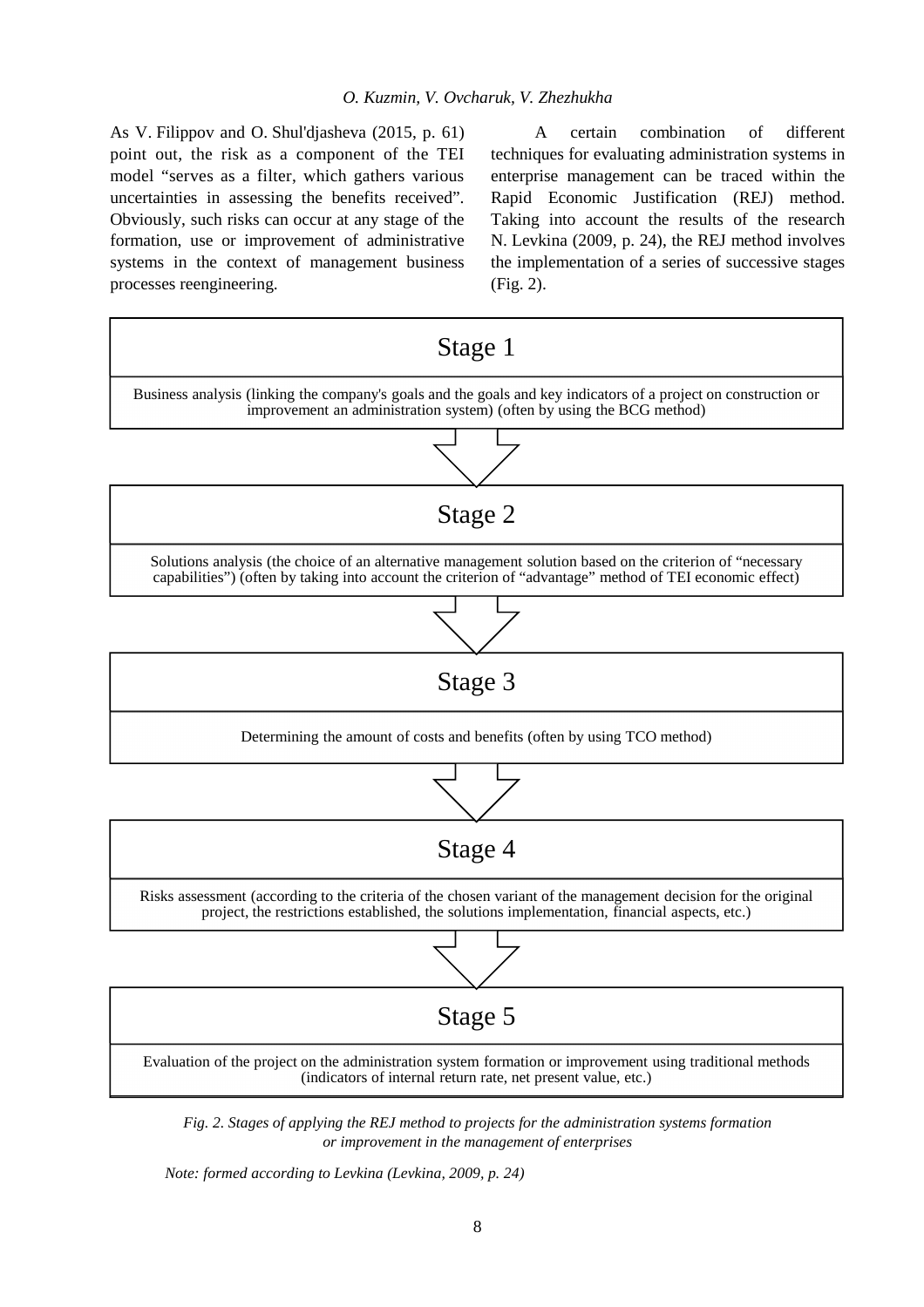As V. Filippov and O. Shul'djasheva (2015, p. 61) point out, the risk as a component of the TEI model "serves as a filter, which gathers various uncertainties in assessing the benefits received". Obviously, such risks can occur at any stage of the formation, use or improvement of administrative systems in the context of management business processes reengineering.

A certain combination of different techniques for evaluating administration systems in enterprise management can be traced within the Rapid Economic Justification (REJ) method. Taking into account the results of the research N. Levkina (2009, p. 24), the REJ method involves the implementation of a series of successive stages (Fig. 2).

**Stage 1**

Business analysis (linking the company's goals and the goals and key indicators of a project on construction or improvement an administration system) (often by using the BCG method)

↓

**Stage 2**

Solutions analysis (the choice of an alternative management solution based on the criterion of "necessary capabilities") (often by taking into account the criterion of "advantage" method of TEI economic effect)

↓

**Stage 3**

Determining the amount of costs and benefits (often by using TCO method)

↓

**Stage 4**

Risks assessment (according to the criteria of the chosen variant of the management decision for the original project, the restrictions established, the solutions implementation, financial aspects, etc.)

↓

**Stage 5**

Evaluation of the project on the administration system formation or improvement using traditional methods (indicators of internal return rate, net present value, etc.)

*Fig. 2. Stages of applying the REJ method to projects for the administration systems formation or improvement in the management of enterprises*

*Note: formed according to Levkina (Levkina, 2009, p. 24)*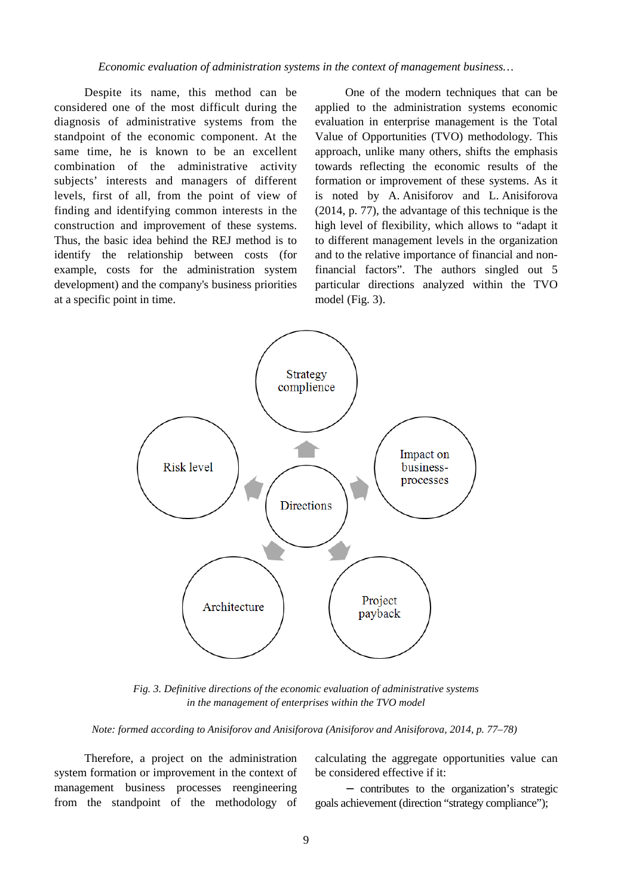Despite its name, this method can be considered one of the most difficult during the diagnosis of administrative systems from the standpoint of the economic component. At the same time, he is known to be an excellent combination of the administrative activity subjects' interests and managers of different levels, first of all, from the point of view of finding and identifying common interests in the construction and improvement of these systems. Thus, the basic idea behind the REJ method is to identify the relationship between costs (for example, costs for the administration system development) and the company's business priorities at a specific point in time.

One of the modern techniques that can be applied to the administration systems economic evaluation in enterprise management is the Total Value of Opportunities (TVO) methodology. This approach, unlike many others, shifts the emphasis towards reflecting the economic results of the formation or improvement of these systems. As it is noted by A. Anisiforov and L. Anisiforova (2014, p. 77), the advantage of this technique is the high level of flexibility, which allows to "adapt it to different management levels in the organization and to the relative importance of financial and non-financial factors". The authors singled out 5 particular directions analyzed within the TVO model (Fig. 3).

Strategy complience

Risk level

Impact on business-processes

Directions

Architecture

Project payback

*Fig. 3. Definitive directions of the economic evaluation of administrative systems in the management of enterprises within the TVO model*

*Note: formed according to Anisiforov and Anisiforova (Anisiforov and Anisiforova, 2014, p. 77–78)*

Therefore, a project on the administration system formation or improvement in the context of management business processes reengineering from the standpoint of the methodology of calculating the aggregate opportunities value can be considered effective if it:

– contributes to the organization's strategic goals achievement (direction "strategy compliance");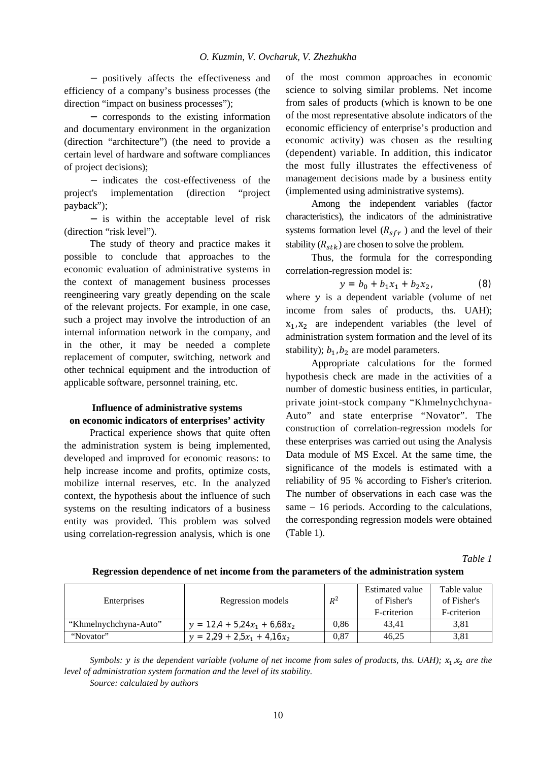− positively affects the effectiveness and efficiency of a company's business processes (the direction "impact on business processes");

− corresponds to the existing information and documentary environment in the organization (direction "architecture") (the need to provide a certain level of hardware and software compliances of project decisions);

− indicates the cost-effectiveness of the project's implementation (direction "project payback");

− is within the acceptable level of risk (direction "risk level").

The study of theory and practice makes it possible to conclude that approaches to the economic evaluation of administrative systems in the context of management business processes reengineering vary greatly depending on the scale of the relevant projects. For example, in one case, such a project may involve the introduction of an internal information network in the company, and in the other, it may be needed a complete replacement of computer, switching, network and other technical equipment and the introduction of applicable software, personnel training, etc.

### Influence of administrative systems on economic indicators of enterprises' activity

Practical experience shows that quite often the administration system is being implemented, developed and improved for economic reasons: to help increase income and profits, optimize costs, mobilize internal reserves, etc. In the analyzed context, the hypothesis about the influence of such systems on the resulting indicators of a business entity was provided. This problem was solved using correlation-regression analysis, which is one of the most common approaches in economic science to solving similar problems. Net income from sales of products (which is known to be one of the most representative absolute indicators of the economic efficiency of enterprise's production and economic activity) was chosen as the resulting (dependent) variable. In addition, this indicator the most fully illustrates the effectiveness of management decisions made by a business entity (implemented using administrative systems).

Among the independent variables (factor characteristics), the indicators of the administrative systems formation level ($R_{sfr}$) and the level of their stability ($R_{stk}$) are chosen to solve the problem.

Thus, the formula for the corresponding correlation-regression model is:

$$y = b_0 + b_1 x_1 + b_2 x_2, \quad (8)$$

where $y$ is a dependent variable (volume of net income from sales of products, ths. UAH); $x_1, x_2$ are independent variables (the level of administration system formation and the level of its stability); $b_1, b_2$ are model parameters.

Appropriate calculations for the formed hypothesis check are made in the activities of a number of domestic business entities, in particular, private joint-stock company "Khmelnychchyna-Auto" and state enterprise "Novator". The construction of correlation-regression models for these enterprises was carried out using the Analysis Data module of MS Excel. At the same time, the significance of the models is estimated with a reliability of 95 % according to Fisher's criterion. The number of observations in each case was the same – 16 periods. According to the calculations, the corresponding regression models were obtained (Table 1).

*Table 1*

**Regression dependence of net income from the parameters of the administration system**

| Enterprises | Regression models | $R^2$ | Estimated value of Fisher's F-criterion | Table value of Fisher's F-criterion |
|---|---|---|---|---|
| "Khmelnychchyna-Auto" | $y = 12{,}4 + 5{,}24x_1 + 6{,}68x_2$ | 0,86 | 43,41 | 3,81 |
| "Novator" | $y = 2{,}29 + 2{,}5x_1 + 4{,}16x_2$ | 0,87 | 46,25 | 3,81 |

*Symbols: $y$ is the dependent variable (volume of net income from sales of products, ths. UAH); $x_1$,$x_2$ are the level of administration system formation and the level of its stability.*

*Source: calculated by authors*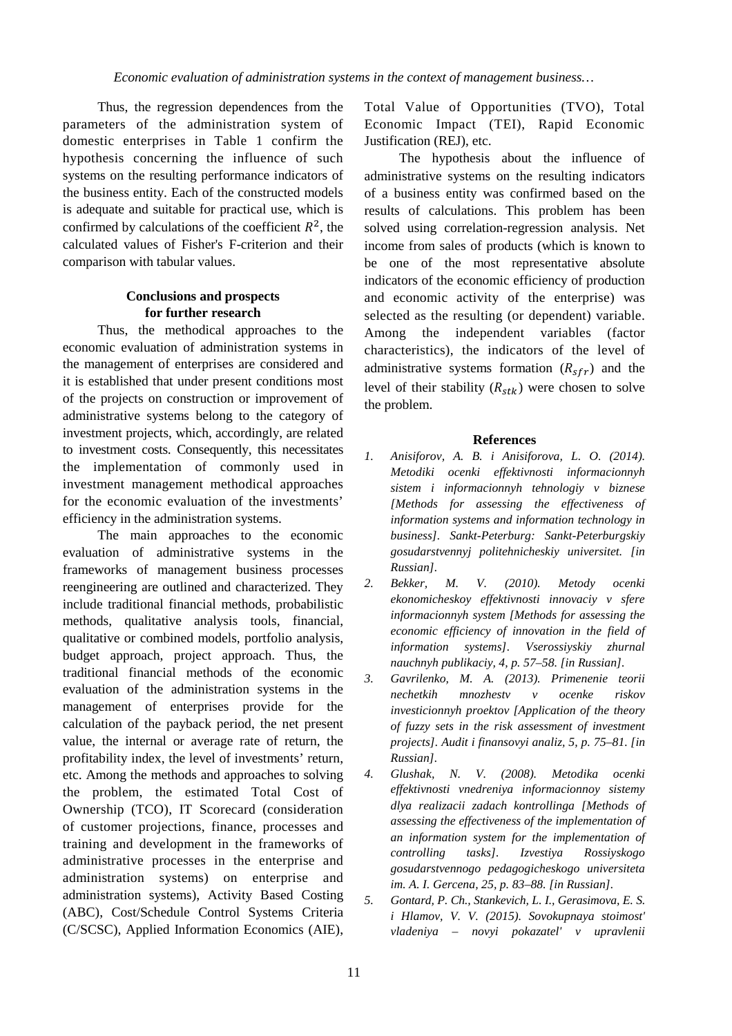Thus, the regression dependences from the parameters of the administration system of domestic enterprises in Table 1 confirm the hypothesis concerning the influence of such systems on the resulting performance indicators of the business entity. Each of the constructed models is adequate and suitable for practical use, which is confirmed by calculations of the coefficient $R^2$, the calculated values of Fisher's F-criterion and their comparison with tabular values.

## Conclusions and prospects for further research

Thus, the methodical approaches to the economic evaluation of administration systems in the management of enterprises are considered and it is established that under present conditions most of the projects on construction or improvement of administrative systems belong to the category of investment projects, which, accordingly, are related to investment costs. Consequently, this necessitates the implementation of commonly used in investment management methodical approaches for the economic evaluation of the investments' efficiency in the administration systems.

The main approaches to the economic evaluation of administrative systems in the frameworks of management business processes reengineering are outlined and characterized. They include traditional financial methods, probabilistic methods, qualitative analysis tools, financial, qualitative or combined models, portfolio analysis, budget approach, project approach. Thus, the traditional financial methods of the economic evaluation of the administration systems in the management of enterprises provide for the calculation of the payback period, the net present value, the internal or average rate of return, the profitability index, the level of investments' return, etc. Among the methods and approaches to solving the problem, the estimated Total Cost of Ownership (TCO), IT Scorecard (consideration of customer projections, finance, processes and training and development in the frameworks of administrative processes in the enterprise and administration systems) on enterprise and administration systems), Activity Based Costing (ABC), Cost/Schedule Control Systems Criteria (C/SCSC), Applied Information Economics (AIE), Total Value of Opportunities (TVO), Total Economic Impact (TEI), Rapid Economic Justification (REJ), etc.

The hypothesis about the influence of administrative systems on the resulting indicators of a business entity was confirmed based on the results of calculations. This problem has been solved using correlation-regression analysis. Net income from sales of products (which is known to be one of the most representative absolute indicators of the economic efficiency of production and economic activity of the enterprise) was selected as the resulting (or dependent) variable. Among the independent variables (factor characteristics), the indicators of the level of administrative systems formation ($R_{sfr}$) and the level of their stability ($R_{stk}$) were chosen to solve the problem.

## References

1. *Anisiforov, A. B. i Anisiforova, L. O. (2014). Metodiki ocenki effektivnosti informacionnyh sistem i informacionnyh tehnologiy v biznese [Methods for assessing the effectiveness of information systems and information technology in business]. Sankt-Peterburg: Sankt-Peterburgskiy gosudarstvennyj politehnicheskiy universitet. [in Russian].*
2. *Bekker, M. V. (2010). Metody ocenki ekonomicheskoy effektivnosti innovaciy v sfere informacionnyh system [Methods for assessing the economic efficiency of innovation in the field of information systems]. Vserossiyskiy zhurnal nauchnyh publikaciy, 4, p. 57–58. [in Russian].*
3. *Gavrilenko, M. A. (2013). Primenenie teorii nechetkih mnozhestv v ocenke riskov investicionnyh proektov [Application of the theory of fuzzy sets in the risk assessment of investment projects]. Audit i finansovyi analiz, 5, p. 75–81. [in Russian].*
4. *Glushak, N. V. (2008). Metodika ocenki effektivnosti vnedreniya informacionnoy sistemy dlya realizacii zadach kontrollinga [Methods of assessing the effectiveness of the implementation of an information system for the implementation of controlling tasks]. Izvestiya Rossiyskogo gosudarstvennogo pedagogicheskogo universiteta im. A. I. Gercena, 25, p. 83–88. [in Russian].*
5. *Gontard, P. Ch., Stankevich, L. I., Gerasimova, E. S. i Hlamov, V. V. (2015). Sovokupnaya stoimost' vladeniya – novyi pokazatel' v upravlenii*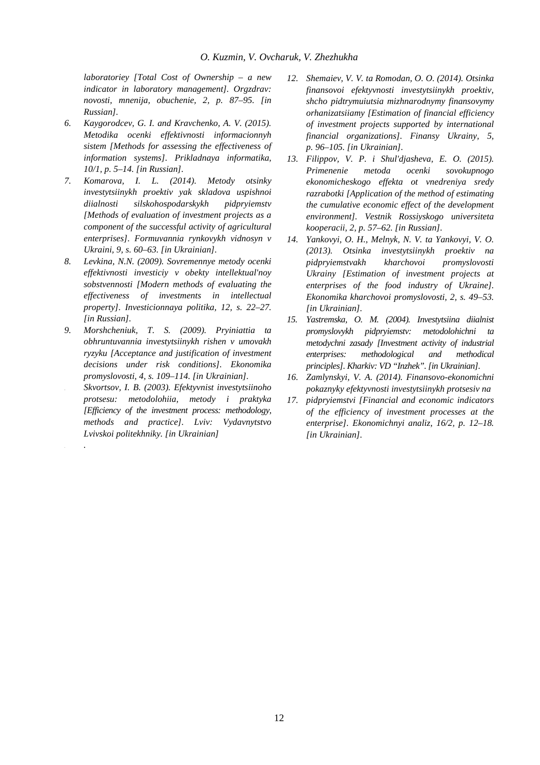laboratoriey [Total Cost of Ownership – a new indicator in laboratory management]. Orgzdrav: novosti, mnenija, obuchenie, 2, p. 87–95. [in Russian].

6. Kaygorodcev, G. I. and Kravchenko, A. V. (2015). Metodika ocenki effektivnosti informacionnyh sistem [Methods for assessing the effectiveness of information systems]. Prikladnaya informatika, 10/1, p. 5–14. [in Russian].
7. Komarova, I. L. (2014). Metody otsinky investytsiinykh proektiv yak skladova uspishnoi diialnosti silskohospodarskykh pidpryiemstv [Methods of evaluation of investment projects as a component of the successful activity of agricultural enterprises]. Formuvannia rynkovykh vidnosyn v Ukraini, 9, s. 60–63. [in Ukrainian].
8. Levkina, N.N. (2009). Sovremennye metody ocenki effektivnosti investiciy v obekty intellektual'noy sobstvennosti [Modern methods of evaluating the effectiveness of investments in intellectual property]. Investicionnaya politika, 12, s. 22–27. [in Russian].
9. Morshcheniuk, T. S. (2009). Pryiniattia ta obhruntuvannia investytsiinykh rishen v umovakh ryzyku [Acceptance and justification of investment decisions under risk conditions]. Ekonomika promyslovosti, 4, s. 109–114. [in Ukrainian].
10. Skvortsov, I. B. (2003). Efektyvnist investytsiinoho protsesu: metodolohiia, metody i praktyka [Efficiency of the investment process: methodology, methods and practice]. Lviv: Vydavnytstvo Lvivskoi politekhniky. [in Ukrainian]
11. .
12. Shemaiev, V. V. ta Romodan, O. O. (2014). Otsinka finansovoi efektyvnosti investytsiinykh proektiv, shcho pidtrymuiutsia mizhnarodnymy finansovymy orhanizatsiiamy [Estimation of financial efficiency of investment projects supported by international financial organizations]. Finansy Ukrainy, 5, p. 96–105. [in Ukrainian].
13. Filippov, V. P. i Shul'djasheva, E. O. (2015). Primenenie metoda ocenki sovokupnogo ekonomicheskogo effekta ot vnedreniya sredy razrabotki [Application of the method of estimating the cumulative economic effect of the development environment]. Vestnik Rossiyskogo universiteta kooperacii, 2, p. 57–62. [in Russian].
14. Yankovyi, O. H., Melnyk, N. V. ta Yankovyi, V. O. (2013). Otsinka investytsiinykh proektiv na pidpryiemstvakh kharchovoi promyslovosti Ukrainy [Estimation of investment projects at enterprises of the food industry of Ukraine]. Ekonomika kharchovoi promyslovosti, 2, s. 49–53. [in Ukrainian].
15. Yastremska, O. M. (2004). Investytsiina diialnist promyslovykh pidpryiemstv: metodolohichni ta metodychni zasady [Investment activity of industrial enterprises: methodological and methodical principles]. Kharkiv: VD "Inzhek". [in Ukrainian].
16. Zamlynskyi, V. A. (2014). Finansovo-ekonomichni pokaznyky efektyvnosti investytsiinykh protsesiv na
17. pidpryiemstvi [Financial and economic indicators of the efficiency of investment processes at the enterprise]. Ekonomichnyi analiz, 16/2, p. 12–18. [in Ukrainian].